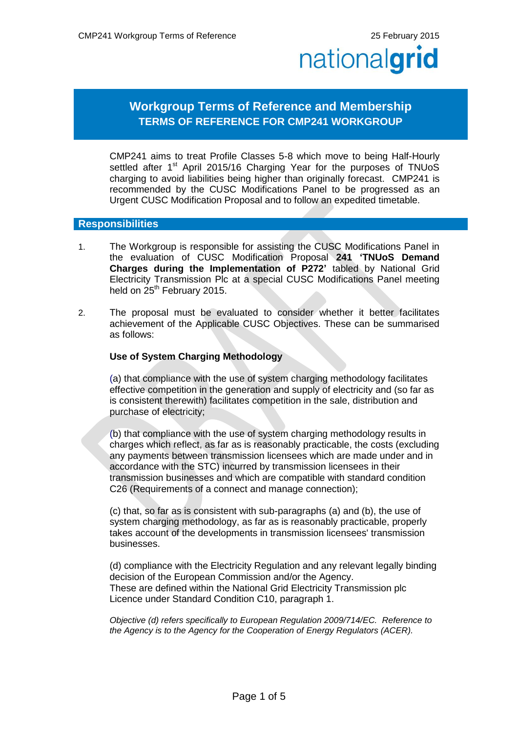# Workgroup Terms of Reference and Membership

## TERMS OF REFERENCE FOR CMP241 WORKGROUP

CMP241 aims to treat Profile Classes 5-8 which move to being Half-Hourly settled after 1st April 2015/16 Charging Year for the purposes of TNUoS charging to avoid liabilities being higher than originally forecast. CMP241 is recommended by the CUSC Modifications Panel to be progressed as an Urgent CUSC Modification Proposal and to follow an expedited timetable.

## Responsibilities

1. The Workgroup is responsible for assisting the CUSC Modifications Panel in the evaluation of CUSC Modification Proposal **241 'TNUoS Demand Charges during the Implementation of P272'** tabled by National Grid Electricity Transmission Plc at a special CUSC Modifications Panel meeting held on 25th February 2015.

2. The proposal must be evaluated to consider whether it better facilitates achievement of the Applicable CUSC Objectives. These can be summarised as follows:

   **Use of System Charging Methodology**

   (a) that compliance with the use of system charging methodology facilitates effective competition in the generation and supply of electricity and (so far as is consistent therewith) facilitates competition in the sale, distribution and purchase of electricity;

   (b) that compliance with the use of system charging methodology results in charges which reflect, as far as is reasonably practicable, the costs (excluding any payments between transmission licensees which are made under and in accordance with the STC) incurred by transmission licensees in their transmission businesses and which are compatible with standard condition C26 (Requirements of a connect and manage connection);

   (c) that, so far as is consistent with sub-paragraphs (a) and (b), the use of system charging methodology, as far as is reasonably practicable, properly takes account of the developments in transmission licensees' transmission businesses.

   (d) compliance with the Electricity Regulation and any relevant legally binding decision of the European Commission and/or the Agency.
   These are defined within the National Grid Electricity Transmission plc Licence under Standard Condition C10, paragraph 1.

   *Objective (d) refers specifically to European Regulation 2009/714/EC. Reference to the Agency is to the Agency for the Cooperation of Energy Regulators (ACER).*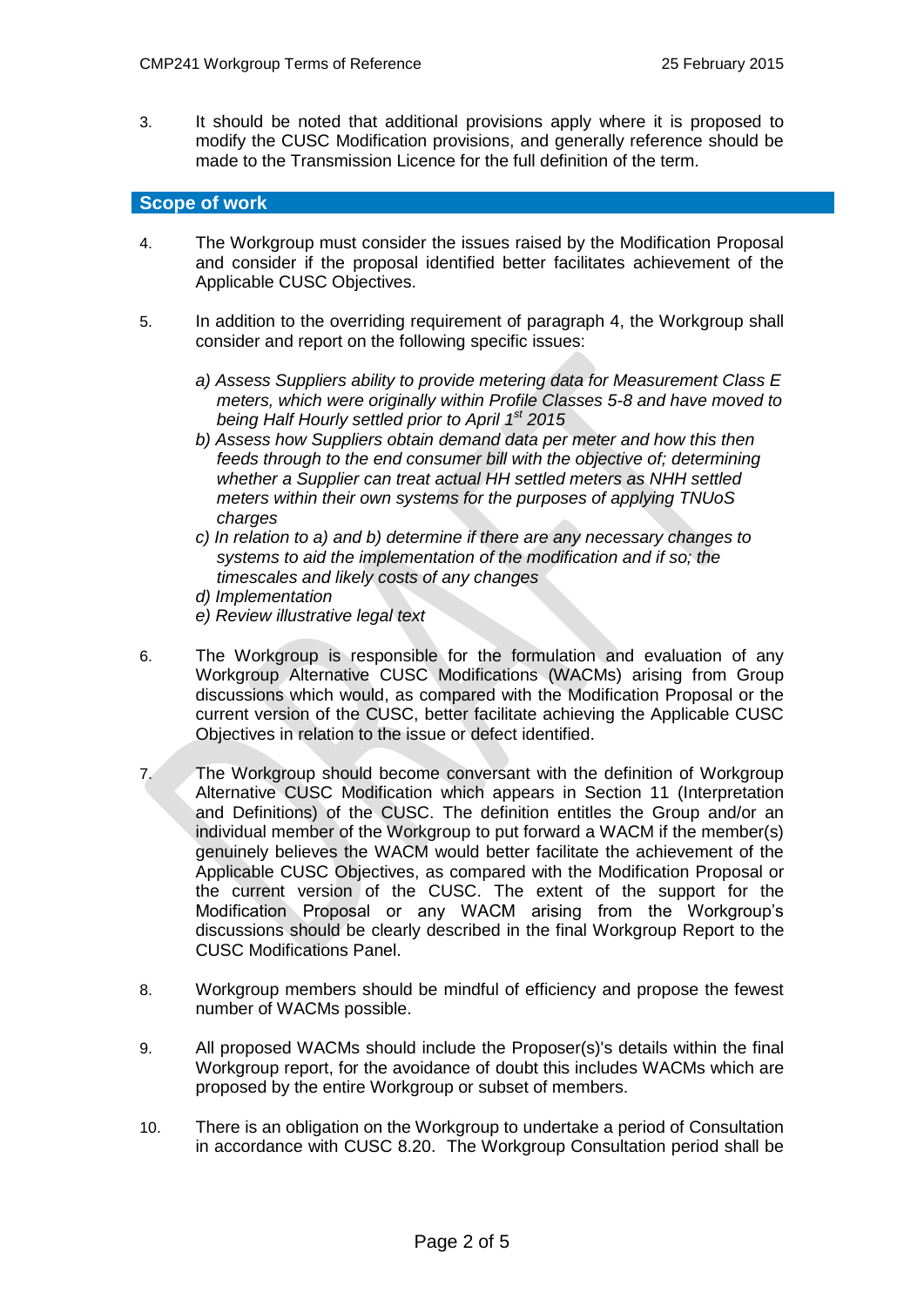3. It should be noted that additional provisions apply where it is proposed to modify the CUSC Modification provisions, and generally reference should be made to the Transmission Licence for the full definition of the term.

## Scope of work

4. The Workgroup must consider the issues raised by the Modification Proposal and consider if the proposal identified better facilitates achievement of the Applicable CUSC Objectives.

5. In addition to the overriding requirement of paragraph 4, the Workgroup shall consider and report on the following specific issues:

   *a) Assess Suppliers ability to provide metering data for Measurement Class E meters, which were originally within Profile Classes 5-8 and have moved to being Half Hourly settled prior to April 1st 2015*
   *b) Assess how Suppliers obtain demand data per meter and how this then feeds through to the end consumer bill with the objective of; determining whether a Supplier can treat actual HH settled meters as NHH settled meters within their own systems for the purposes of applying TNUoS charges*
   *c) In relation to a) and b) determine if there are any necessary changes to systems to aid the implementation of the modification and if so; the timescales and likely costs of any changes*
   *d) Implementation*
   *e) Review illustrative legal text*

6. The Workgroup is responsible for the formulation and evaluation of any Workgroup Alternative CUSC Modifications (WACMs) arising from Group discussions which would, as compared with the Modification Proposal or the current version of the CUSC, better facilitate achieving the Applicable CUSC Objectives in relation to the issue or defect identified.

7. The Workgroup should become conversant with the definition of Workgroup Alternative CUSC Modification which appears in Section 11 (Interpretation and Definitions) of the CUSC. The definition entitles the Group and/or an individual member of the Workgroup to put forward a WACM if the member(s) genuinely believes the WACM would better facilitate the achievement of the Applicable CUSC Objectives, as compared with the Modification Proposal or the current version of the CUSC. The extent of the support for the Modification Proposal or any WACM arising from the Workgroup's discussions should be clearly described in the final Workgroup Report to the CUSC Modifications Panel.

8. Workgroup members should be mindful of efficiency and propose the fewest number of WACMs possible.

9. All proposed WACMs should include the Proposer(s)'s details within the final Workgroup report, for the avoidance of doubt this includes WACMs which are proposed by the entire Workgroup or subset of members.

10. There is an obligation on the Workgroup to undertake a period of Consultation in accordance with CUSC 8.20. The Workgroup Consultation period shall be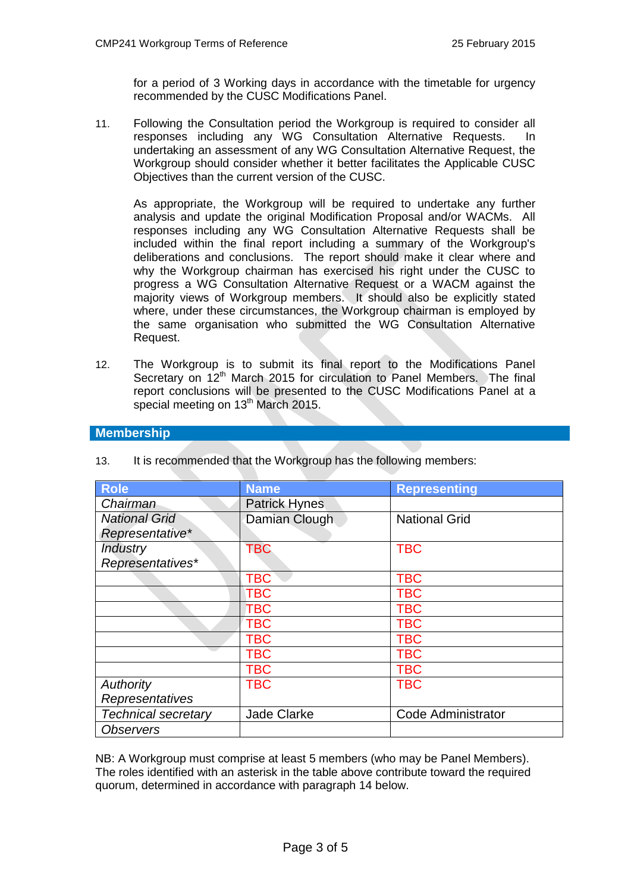for a period of 3 Working days in accordance with the timetable for urgency recommended by the CUSC Modifications Panel.

11. Following the Consultation period the Workgroup is required to consider all responses including any WG Consultation Alternative Requests. In undertaking an assessment of any WG Consultation Alternative Request, the Workgroup should consider whether it better facilitates the Applicable CUSC Objectives than the current version of the CUSC.

    As appropriate, the Workgroup will be required to undertake any further analysis and update the original Modification Proposal and/or WACMs. All responses including any WG Consultation Alternative Requests shall be included within the final report including a summary of the Workgroup's deliberations and conclusions. The report should make it clear where and why the Workgroup chairman has exercised his right under the CUSC to progress a WG Consultation Alternative Request or a WACM against the majority views of Workgroup members. It should also be explicitly stated where, under these circumstances, the Workgroup chairman is employed by the same organisation who submitted the WG Consultation Alternative Request.

12. The Workgroup is to submit its final report to the Modifications Panel Secretary on 12th March 2015 for circulation to Panel Members. The final report conclusions will be presented to the CUSC Modifications Panel at a special meeting on 13th March 2015.

## Membership

13. It is recommended that the Workgroup has the following members:

| Role | Name | Representing |
|---|---|---|
| *Chairman* | Patrick Hynes | |
| *National Grid Representative** | Damian Clough | National Grid |
| *Industry Representatives** | TBC | TBC |
| | TBC | TBC |
| | TBC | TBC |
| | TBC | TBC |
| | TBC | TBC |
| | TBC | TBC |
| | TBC | TBC |
| | TBC | TBC |
| *Authority Representatives* | TBC | TBC |
| *Technical secretary* | Jade Clarke | Code Administrator |
| *Observers* | | |

NB: A Workgroup must comprise at least 5 members (who may be Panel Members). The roles identified with an asterisk in the table above contribute toward the required quorum, determined in accordance with paragraph 14 below.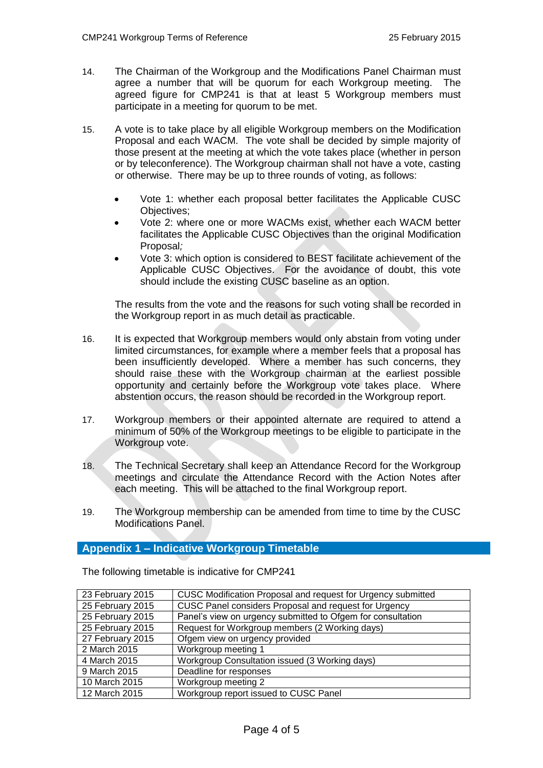14. The Chairman of the Workgroup and the Modifications Panel Chairman must agree a number that will be quorum for each Workgroup meeting. The agreed figure for CMP241 is that at least 5 Workgroup members must participate in a meeting for quorum to be met.

15. A vote is to take place by all eligible Workgroup members on the Modification Proposal and each WACM. The vote shall be decided by simple majority of those present at the meeting at which the vote takes place (whether in person or by teleconference). The Workgroup chairman shall not have a vote, casting or otherwise. There may be up to three rounds of voting, as follows:

    - Vote 1: whether each proposal better facilitates the Applicable CUSC Objectives;
    - Vote 2: where one or more WACMs exist, whether each WACM better facilitates the Applicable CUSC Objectives than the original Modification Proposal;
    - Vote 3: which option is considered to BEST facilitate achievement of the Applicable CUSC Objectives. For the avoidance of doubt, this vote should include the existing CUSC baseline as an option.

    The results from the vote and the reasons for such voting shall be recorded in the Workgroup report in as much detail as practicable.

16. It is expected that Workgroup members would only abstain from voting under limited circumstances, for example where a member feels that a proposal has been insufficiently developed. Where a member has such concerns, they should raise these with the Workgroup chairman at the earliest possible opportunity and certainly before the Workgroup vote takes place. Where abstention occurs, the reason should be recorded in the Workgroup report.

17. Workgroup members or their appointed alternate are required to attend a minimum of 50% of the Workgroup meetings to be eligible to participate in the Workgroup vote.

18. The Technical Secretary shall keep an Attendance Record for the Workgroup meetings and circulate the Attendance Record with the Action Notes after each meeting. This will be attached to the final Workgroup report.

19. The Workgroup membership can be amended from time to time by the CUSC Modifications Panel.

## Appendix 1 – Indicative Workgroup Timetable

The following timetable is indicative for CMP241

| | |
|---|---|
| 23 February 2015 | CUSC Modification Proposal and request for Urgency submitted |
| 25 February 2015 | CUSC Panel considers Proposal and request for Urgency |
| 25 February 2015 | Panel's view on urgency submitted to Ofgem for consultation |
| 25 February 2015 | Request for Workgroup members (2 Working days) |
| 27 February 2015 | Ofgem view on urgency provided |
| 2 March 2015 | Workgroup meeting 1 |
| 4 March 2015 | Workgroup Consultation issued (3 Working days) |
| 9 March 2015 | Deadline for responses |
| 10 March 2015 | Workgroup meeting 2 |
| 12 March 2015 | Workgroup report issued to CUSC Panel |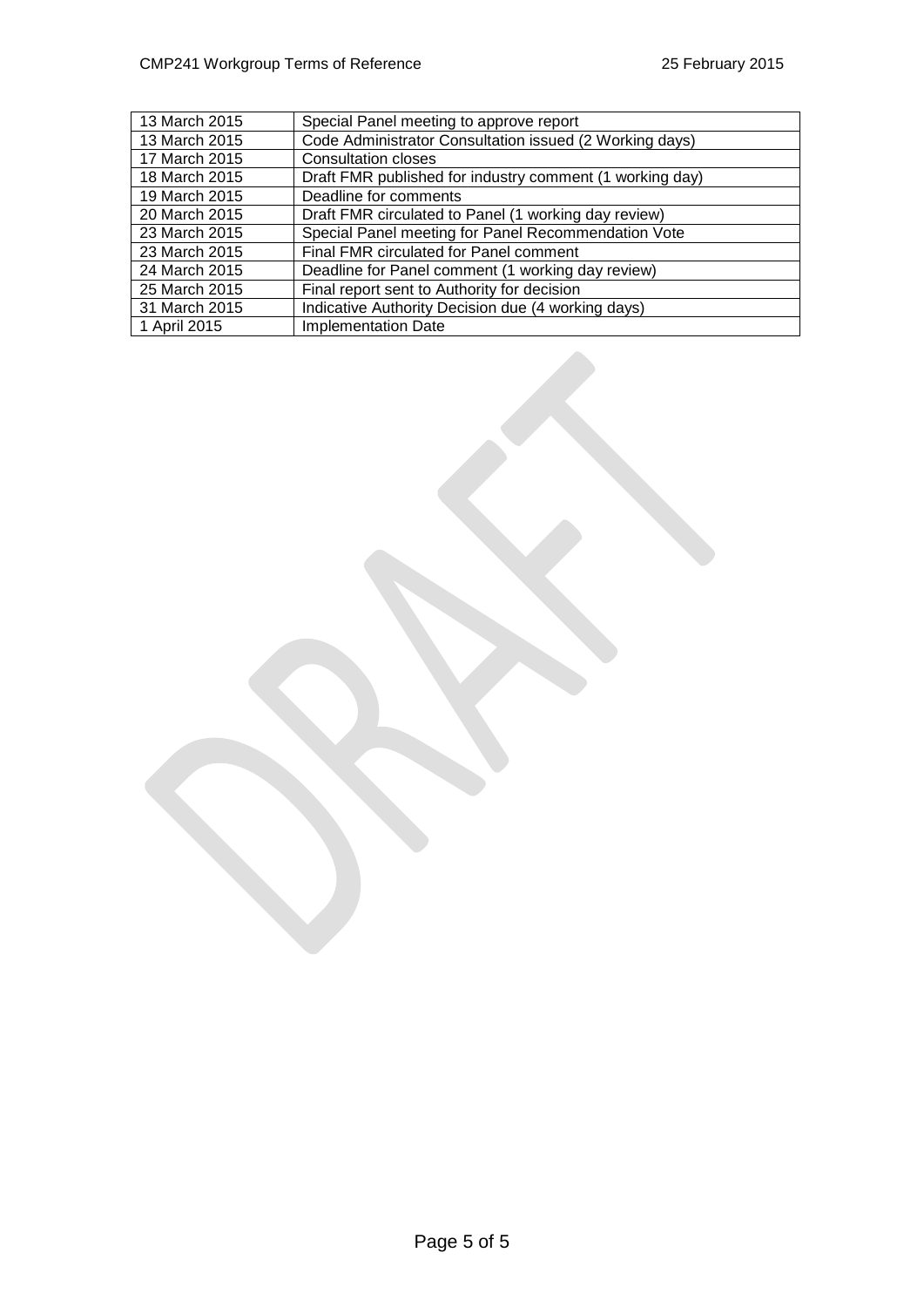| | |
|---|---|
| 13 March 2015 | Special Panel meeting to approve report |
| 13 March 2015 | Code Administrator Consultation issued (2 Working days) |
| 17 March 2015 | Consultation closes |
| 18 March 2015 | Draft FMR published for industry comment (1 working day) |
| 19 March 2015 | Deadline for comments |
| 20 March 2015 | Draft FMR circulated to Panel (1 working day review) |
| 23 March 2015 | Special Panel meeting for Panel Recommendation Vote |
| 23 March 2015 | Final FMR circulated for Panel comment |
| 24 March 2015 | Deadline for Panel comment (1 working day review) |
| 25 March 2015 | Final report sent to Authority for decision |
| 31 March 2015 | Indicative Authority Decision due (4 working days) |
| 1 April 2015 | Implementation Date |